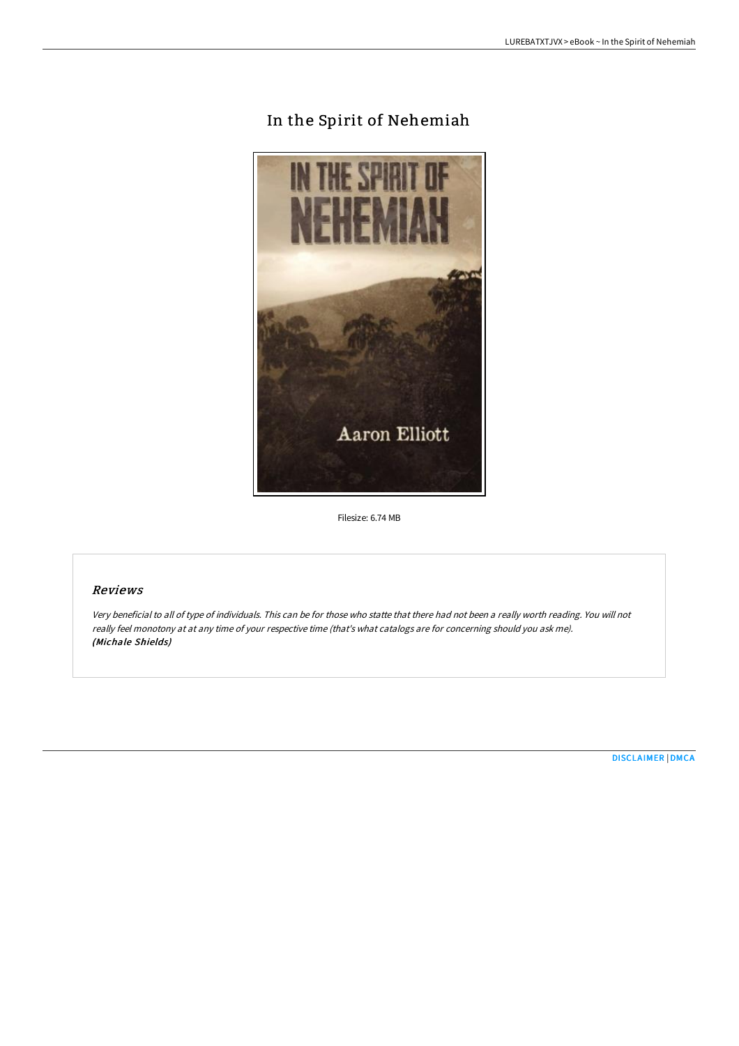# In the Spirit of Nehemiah

Filesize: 6.74 MB

## *Reviews*

*Very beneficial to all of type of individuals. This can be for those who statte that there had not been a really worth reading. You will not really feel monotony at at any time of your respective time (that's what catalogs are for concerning should you ask me).*
***(Michale Shields)***

DISCLAIMER | DMCA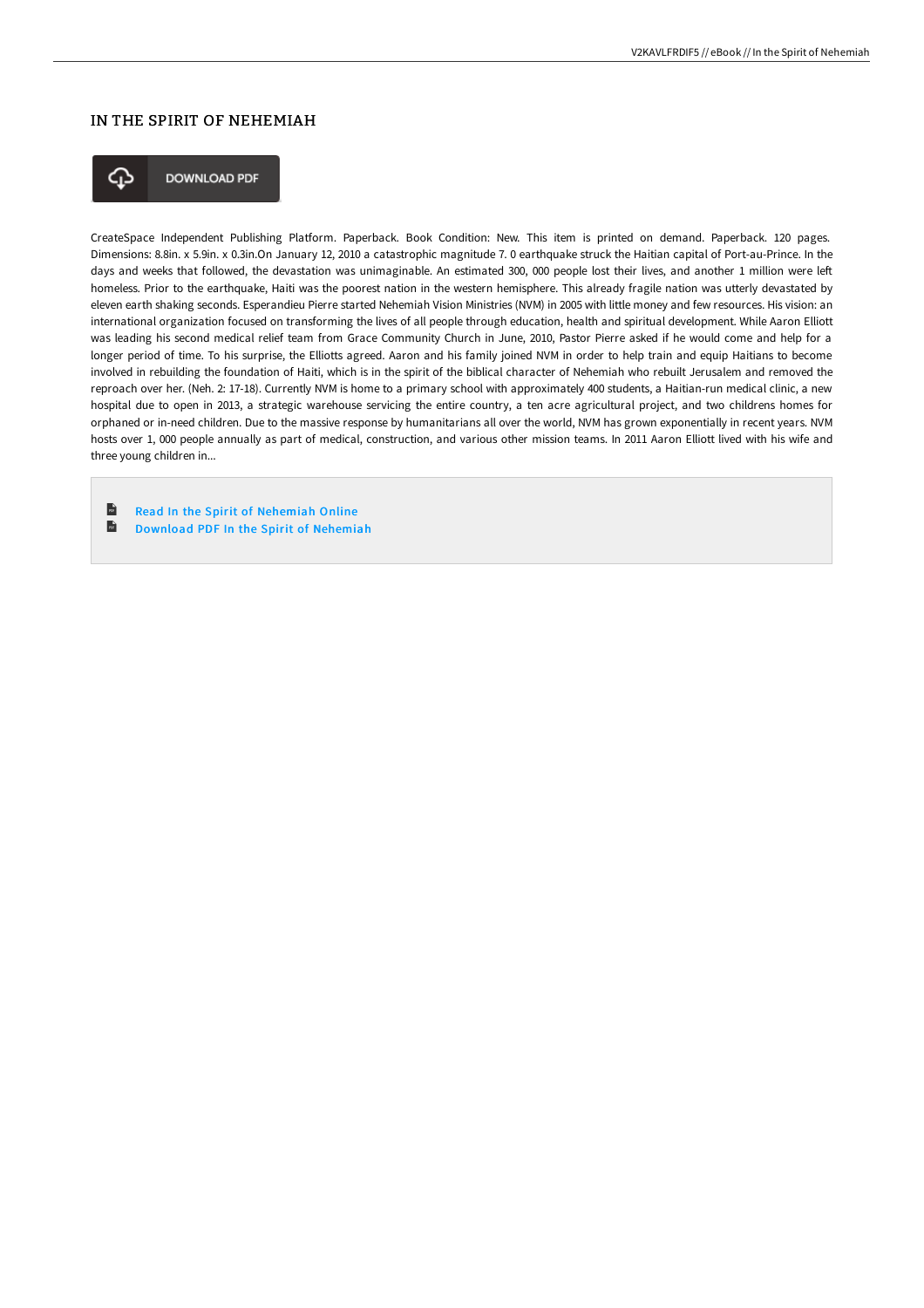## IN THE SPIRIT OF NEHEMIAH

DOWNLOAD PDF

CreateSpace Independent Publishing Platform. Paperback. Book Condition: New. This item is printed on demand. Paperback. 120 pages. Dimensions: 8.8in. x 5.9in. x 0.3in.On January 12, 2010 a catastrophic magnitude 7. 0 earthquake struck the Haitian capital of Port-au-Prince. In the days and weeks that followed, the devastation was unimaginable. An estimated 300, 000 people lost their lives, and another 1 million were left homeless. Prior to the earthquake, Haiti was the poorest nation in the western hemisphere. This already fragile nation was utterly devastated by eleven earth shaking seconds. Esperandieu Pierre started Nehemiah Vision Ministries (NVM) in 2005 with little money and few resources. His vision: an international organization focused on transforming the lives of all people through education, health and spiritual development. While Aaron Elliott was leading his second medical relief team from Grace Community Church in June, 2010, Pastor Pierre asked if he would come and help for a longer period of time. To his surprise, the Elliotts agreed. Aaron and his family joined NVM in order to help train and equip Haitians to become involved in rebuilding the foundation of Haiti, which is in the spirit of the biblical character of Nehemiah who rebuilt Jerusalem and removed the reproach over her. (Neh. 2: 17-18). Currently NVM is home to a primary school with approximately 400 students, a Haitian-run medical clinic, a new hospital due to open in 2013, a strategic warehouse servicing the entire country, a ten acre agricultural project, and two childrens homes for orphaned or in-need children. Due to the massive response by humanitarians all over the world, NVM has grown exponentially in recent years. NVM hosts over 1, 000 people annually as part of medical, construction, and various other mission teams. In 2011 Aaron Elliott lived with his wife and three young children in...

- Read In the Spirit of Nehemiah Online
- Download PDF In the Spirit of Nehemiah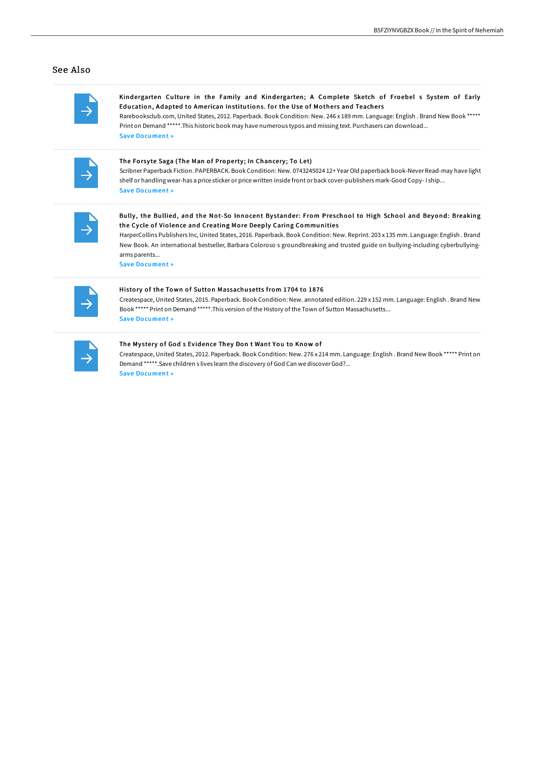## See Also

**Kindergarten Culture in the Family and Kindergarten; A Complete Sketch of Froebel s System of Early Education, Adapted to American Institutions. for the Use of Mothers and Teachers**

Rarebooksclub.com, United States, 2012. Paperback. Book Condition: New. 246 x 189 mm. Language: English . Brand New Book ***** Print on Demand *****.This historic book may have numerous typos and missing text. Purchasers can download...

Save Document »

**The Forsyte Saga (The Man of Property; In Chancery; To Let)**

Scribner Paperback Fiction. PAPERBACK. Book Condition: New. 0743245024 12+ Year Old paperback book-Never Read-may have light shelf or handling wear-has a price sticker or price written inside front or back cover-publishers mark-Good Copy- I ship...

Save Document »

**Bully, the Bullied, and the Not-So Innocent Bystander: From Preschool to High School and Beyond: Breaking the Cycle of Violence and Creating More Deeply Caring Communities**

HarperCollins Publishers Inc, United States, 2016. Paperback. Book Condition: New. Reprint. 203 x 135 mm. Language: English . Brand New Book. An international bestseller, Barbara Coloroso s groundbreaking and trusted guide on bullying-including cyberbullying-arms parents...

Save Document »

**History of the Town of Sutton Massachusetts from 1704 to 1876**

Createspace, United States, 2015. Paperback. Book Condition: New. annotated edition. 229 x 152 mm. Language: English . Brand New Book ***** Print on Demand *****.This version of the History of the Town of Sutton Massachusetts...

Save Document »

**The Mystery of God s Evidence They Don t Want You to Know of**

Createspace, United States, 2012. Paperback. Book Condition: New. 276 x 214 mm. Language: English . Brand New Book ***** Print on Demand *****.Save children s lives learn the discovery of God Can we discover God?...

Save Document »